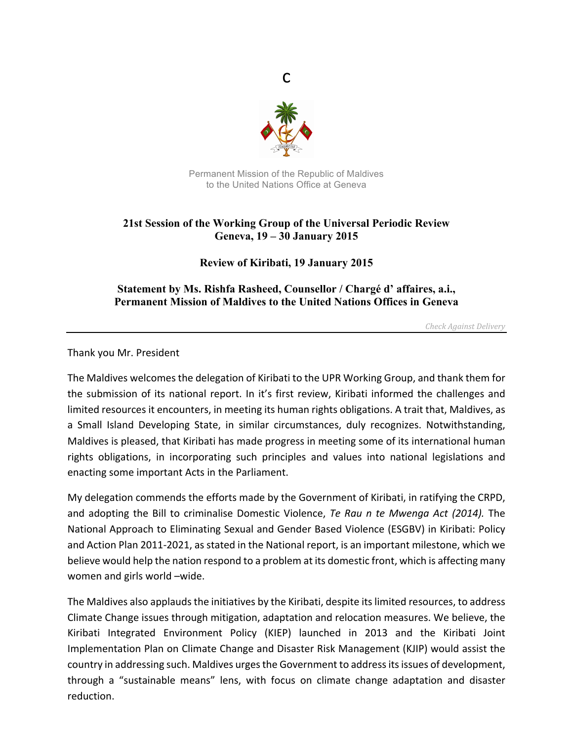C

Permanent Mission of the Republic of Maldives
to the United Nations Office at Geneva

**21st Session of the Working Group of the Universal Periodic Review**
**Geneva, 19 – 30 January 2015**

**Review of Kiribati, 19 January 2015**

**Statement by Ms. Rishfa Rasheed, Counsellor / Chargé d' affaires, a.i., Permanent Mission of Maldives to the United Nations Offices in Geneva**

*Check Against Delivery*

---

Thank you Mr. President

The Maldives welcomes the delegation of Kiribati to the UPR Working Group, and thank them for the submission of its national report. In it's first review, Kiribati informed the challenges and limited resources it encounters, in meeting its human rights obligations. A trait that, Maldives, as a Small Island Developing State, in similar circumstances, duly recognizes. Notwithstanding, Maldives is pleased, that Kiribati has made progress in meeting some of its international human rights obligations, in incorporating such principles and values into national legislations and enacting some important Acts in the Parliament.

My delegation commends the efforts made by the Government of Kiribati, in ratifying the CRPD, and adopting the Bill to criminalise Domestic Violence, *Te Rau n te Mwenga Act (2014).* The National Approach to Eliminating Sexual and Gender Based Violence (ESGBV) in Kiribati: Policy and Action Plan 2011-2021, as stated in the National report, is an important milestone, which we believe would help the nation respond to a problem at its domestic front, which is affecting many women and girls world –wide.

The Maldives also applauds the initiatives by the Kiribati, despite its limited resources, to address Climate Change issues through mitigation, adaptation and relocation measures. We believe, the Kiribati Integrated Environment Policy (KIEP) launched in 2013 and the Kiribati Joint Implementation Plan on Climate Change and Disaster Risk Management (KJIP) would assist the country in addressing such. Maldives urges the Government to address its issues of development, through a "sustainable means" lens, with focus on climate change adaptation and disaster reduction.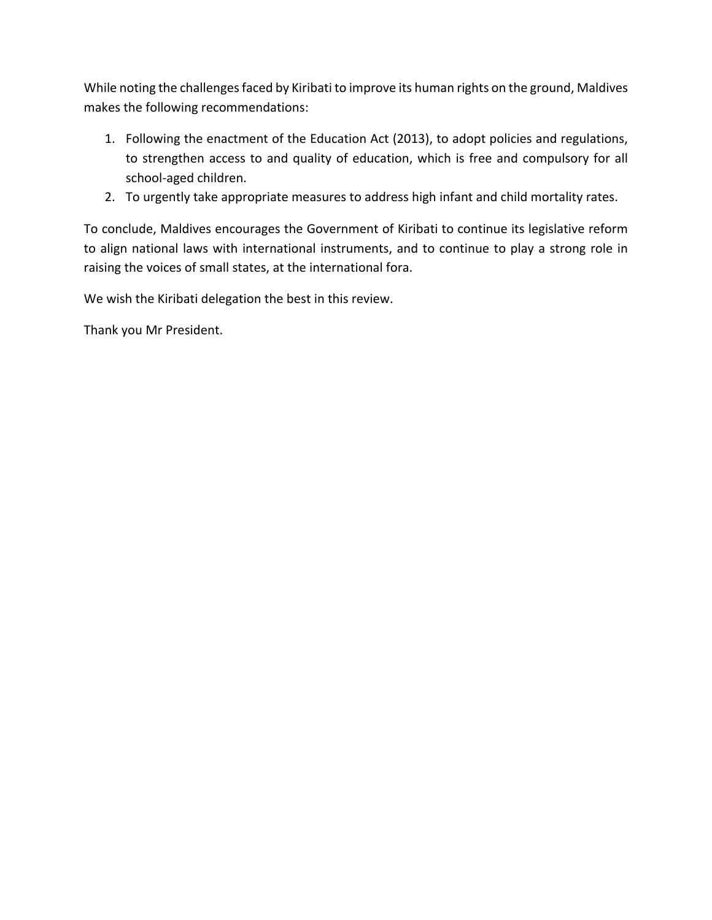While noting the challenges faced by Kiribati to improve its human rights on the ground, Maldives makes the following recommendations:

1. Following the enactment of the Education Act (2013), to adopt policies and regulations, to strengthen access to and quality of education, which is free and compulsory for all school-aged children.
2. To urgently take appropriate measures to address high infant and child mortality rates.

To conclude, Maldives encourages the Government of Kiribati to continue its legislative reform to align national laws with international instruments, and to continue to play a strong role in raising the voices of small states, at the international fora.

We wish the Kiribati delegation the best in this review.

Thank you Mr President.